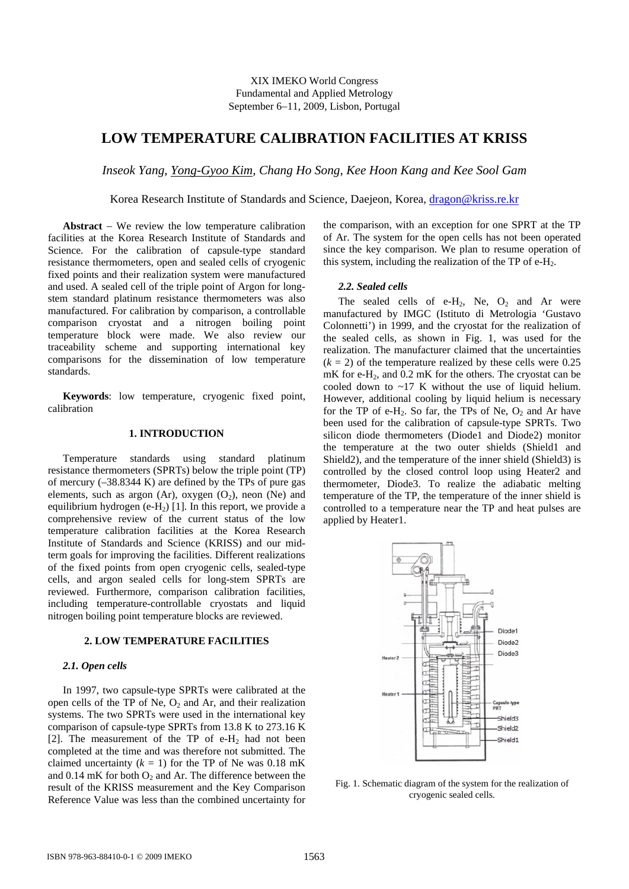XIX IMEKO World Congress
Fundamental and Applied Metrology
September 6−11, 2009, Lisbon, Portugal

# LOW TEMPERATURE CALIBRATION FACILITIES AT KRISS

*Inseok Yang, Yong-Gyoo Kim, Chang Ho Song, Kee Hoon Kang and Kee Sool Gam*

Korea Research Institute of Standards and Science, Daejeon, Korea, dragon@kriss.re.kr

**Abstract** – We review the low temperature calibration facilities at the Korea Research Institute of Standards and Science. For the calibration of capsule-type standard resistance thermometers, open and sealed cells of cryogenic fixed points and their realization system were manufactured and used. A sealed cell of the triple point of Argon for long-stem standard platinum resistance thermometers was also manufactured. For calibration by comparison, a controllable comparison cryostat and a nitrogen boiling point temperature block were made. We also review our traceability scheme and supporting international key comparisons for the dissemination of low temperature standards.

**Keywords**: low temperature, cryogenic fixed point, calibration

## 1. INTRODUCTION

Temperature standards using standard platinum resistance thermometers (SPRTs) below the triple point (TP) of mercury (–38.8344 K) are defined by the TPs of pure gas elements, such as argon (Ar), oxygen ($O_2$), neon (Ne) and equilibrium hydrogen (e-$H_2$) [1]. In this report, we provide a comprehensive review of the current status of the low temperature calibration facilities at the Korea Research Institute of Standards and Science (KRISS) and our mid-term goals for improving the facilities. Different realizations of the fixed points from open cryogenic cells, sealed-type cells, and argon sealed cells for long-stem SPRTs are reviewed. Furthermore, comparison calibration facilities, including temperature-controllable cryostats and liquid nitrogen boiling point temperature blocks are reviewed.

## 2. LOW TEMPERATURE FACILITIES

### *2.1. Open cells*

In 1997, two capsule-type SPRTs were calibrated at the open cells of the TP of Ne, $O_2$ and Ar, and their realization systems. The two SPRTs were used in the international key comparison of capsule-type SPRTs from 13.8 K to 273.16 K [2]. The measurement of the TP of e-$H_2$ had not been completed at the time and was therefore not submitted. The claimed uncertainty ($k$ = 1) for the TP of Ne was 0.18 mK and 0.14 mK for both $O_2$ and Ar. The difference between the result of the KRISS measurement and the Key Comparison Reference Value was less than the combined uncertainty for the comparison, with an exception for one SPRT at the TP of Ar. The system for the open cells has not been operated since the key comparison. We plan to resume operation of this system, including the realization of the TP of e-$H_2$.

### *2.2. Sealed cells*

The sealed cells of e-$H_2$, Ne, $O_2$ and Ar were manufactured by IMGC (Istituto di Metrologia 'Gustavo Colonnetti') in 1999, and the cryostat for the realization of the sealed cells, as shown in Fig. 1, was used for the realization. The manufacturer claimed that the uncertainties ($k$ = 2) of the temperature realized by these cells were 0.25 mK for e-$H_2$, and 0.2 mK for the others. The cryostat can be cooled down to ~17 K without the use of liquid helium. However, additional cooling by liquid helium is necessary for the TP of e-$H_2$. So far, the TPs of Ne, $O_2$ and Ar have been used for the calibration of capsule-type SPRTs. Two silicon diode thermometers (Diode1 and Diode2) monitor the temperature at the two outer shields (Shield1 and Shield2), and the temperature of the inner shield (Shield3) is controlled by the closed control loop using Heater2 and thermometer, Diode3. To realize the adiabatic melting temperature of the TP, the temperature of the inner shield is controlled to a temperature near the TP and heat pulses are applied by Heater1.

Fig. 1. Schematic diagram of the system for the realization of cryogenic sealed cells.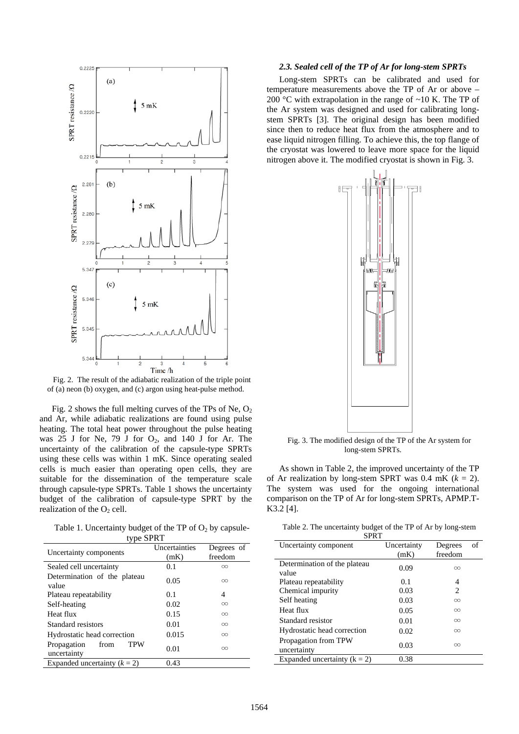Fig. 2. The result of the adiabatic realization of the triple point of (a) neon (b) oxygen, and (c) argon using heat-pulse method.

Fig. 2 shows the full melting curves of the TPs of Ne, $O_2$ and Ar, while adiabatic realizations are found using pulse heating. The total heat power throughout the pulse heating was 25 J for Ne, 79 J for $O_2$, and 140 J for Ar. The uncertainty of the calibration of the capsule-type SPRTs using these cells was within 1 mK. Since operating sealed cells is much easier than operating open cells, they are suitable for the dissemination of the temperature scale through capsule-type SPRTs. Table 1 shows the uncertainty budget of the calibration of capsule-type SPRT by the realization of the $O_2$ cell.

Table 1. Uncertainty budget of the TP of $O_2$ by capsule-type SPRT

| Uncertainty components | Uncertainties (mK) | Degrees of freedom |
|---|---|---|
| Sealed cell uncertainty | 0.1 | ∞ |
| Determination of the plateau value | 0.05 | ∞ |
| Plateau repeatability | 0.1 | 4 |
| Self-heating | 0.02 | ∞ |
| Heat flux | 0.15 | ∞ |
| Standard resistors | 0.01 | ∞ |
| Hydrostatic head correction | 0.015 | ∞ |
| Propagation from TPW uncertainty | 0.01 | ∞ |
| Expanded uncertainty ($k$ = 2) | 0.43 | |

### 2.3. Sealed cell of the TP of Ar for long-stem SPRTs

Long-stem SPRTs can be calibrated and used for temperature measurements above the TP of Ar or above –200 °C with extrapolation in the range of ~10 K. The TP of the Ar system was designed and used for calibrating long-stem SPRTs [3]. The original design has been modified since then to reduce heat flux from the atmosphere and to ease liquid nitrogen filling. To achieve this, the top flange of the cryostat was lowered to leave more space for the liquid nitrogen above it. The modified cryostat is shown in Fig. 3.

Fig. 3. The modified design of the TP of the Ar system for long-stem SPRTs.

As shown in Table 2, the improved uncertainty of the TP of Ar realization by long-stem SPRT was 0.4 mK ($k$ = 2). The system was used for the ongoing international comparison on the TP of Ar for long-stem SPRTs, APMP.T-K3.2 [4].

Table 2. The uncertainty budget of the TP of Ar by long-stem SPRT

| Uncertainty component | Uncertainty (mK) | Degrees of freedom |
|---|---|---|
| Determination of the plateau value | 0.09 | ∞ |
| Plateau repeatability | 0.1 | 4 |
| Chemical impurity | 0.03 | 2 |
| Self heating | 0.03 | ∞ |
| Heat flux | 0.05 | ∞ |
| Standard resistor | 0.01 | ∞ |
| Hydrostatic head correction | 0.02 | ∞ |
| Propagation from TPW uncertainty | 0.03 | ∞ |
| Expanded uncertainty (k = 2) | 0.38 | |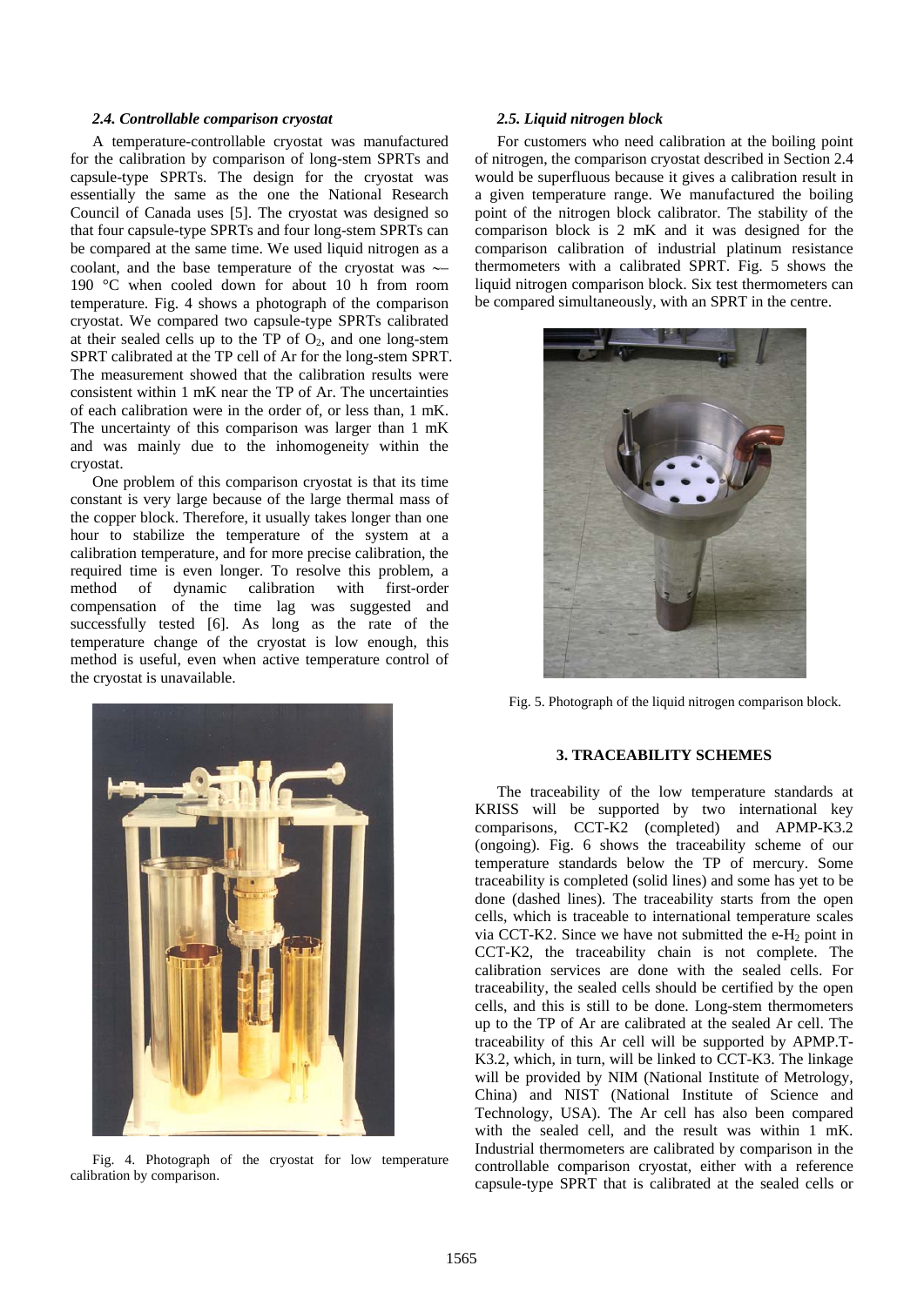### 2.4. Controllable comparison cryostat

A temperature-controllable cryostat was manufactured for the calibration by comparison of long-stem SPRTs and capsule-type SPRTs. The design for the cryostat was essentially the same as the one the National Research Council of Canada uses [5]. The cryostat was designed so that four capsule-type SPRTs and four long-stem SPRTs can be compared at the same time. We used liquid nitrogen as a coolant, and the base temperature of the cryostat was ∼–190 °C when cooled down for about 10 h from room temperature. Fig. 4 shows a photograph of the comparison cryostat. We compared two capsule-type SPRTs calibrated at their sealed cells up to the TP of $O_2$, and one long-stem SPRT calibrated at the TP cell of Ar for the long-stem SPRT. The measurement showed that the calibration results were consistent within 1 mK near the TP of Ar. The uncertainties of each calibration were in the order of, or less than, 1 mK. The uncertainty of this comparison was larger than 1 mK and was mainly due to the inhomogeneity within the cryostat.

One problem of this comparison cryostat is that its time constant is very large because of the large thermal mass of the copper block. Therefore, it usually takes longer than one hour to stabilize the temperature of the system at a calibration temperature, and for more precise calibration, the required time is even longer. To resolve this problem, a method of dynamic calibration with first-order compensation of the time lag was suggested and successfully tested [6]. As long as the rate of the temperature change of the cryostat is low enough, this method is useful, even when active temperature control of the cryostat is unavailable.

Fig. 4. Photograph of the cryostat for low temperature calibration by comparison.

### 2.5. Liquid nitrogen block

For customers who need calibration at the boiling point of nitrogen, the comparison cryostat described in Section 2.4 would be superfluous because it gives a calibration result in a given temperature range. We manufactured the boiling point of the nitrogen block calibrator. The stability of the comparison block is 2 mK and it was designed for the comparison calibration of industrial platinum resistance thermometers with a calibrated SPRT. Fig. 5 shows the liquid nitrogen comparison block. Six test thermometers can be compared simultaneously, with an SPRT in the centre.

Fig. 5. Photograph of the liquid nitrogen comparison block.

## 3. TRACEABILITY SCHEMES

The traceability of the low temperature standards at KRISS will be supported by two international key comparisons, CCT-K2 (completed) and APMP-K3.2 (ongoing). Fig. 6 shows the traceability scheme of our temperature standards below the TP of mercury. Some traceability is completed (solid lines) and some has yet to be done (dashed lines). The traceability starts from the open cells, which is traceable to international temperature scales via CCT-K2. Since we have not submitted the e-$H_2$ point in CCT-K2, the traceability chain is not complete. The calibration services are done with the sealed cells. For traceability, the sealed cells should be certified by the open cells, and this is still to be done. Long-stem thermometers up to the TP of Ar are calibrated at the sealed Ar cell. The traceability of this Ar cell will be supported by APMP.T-K3.2, which, in turn, will be linked to CCT-K3. The linkage will be provided by NIM (National Institute of Metrology, China) and NIST (National Institute of Science and Technology, USA). The Ar cell has also been compared with the sealed cell, and the result was within 1 mK. Industrial thermometers are calibrated by comparison in the controllable comparison cryostat, either with a reference capsule-type SPRT that is calibrated at the sealed cells or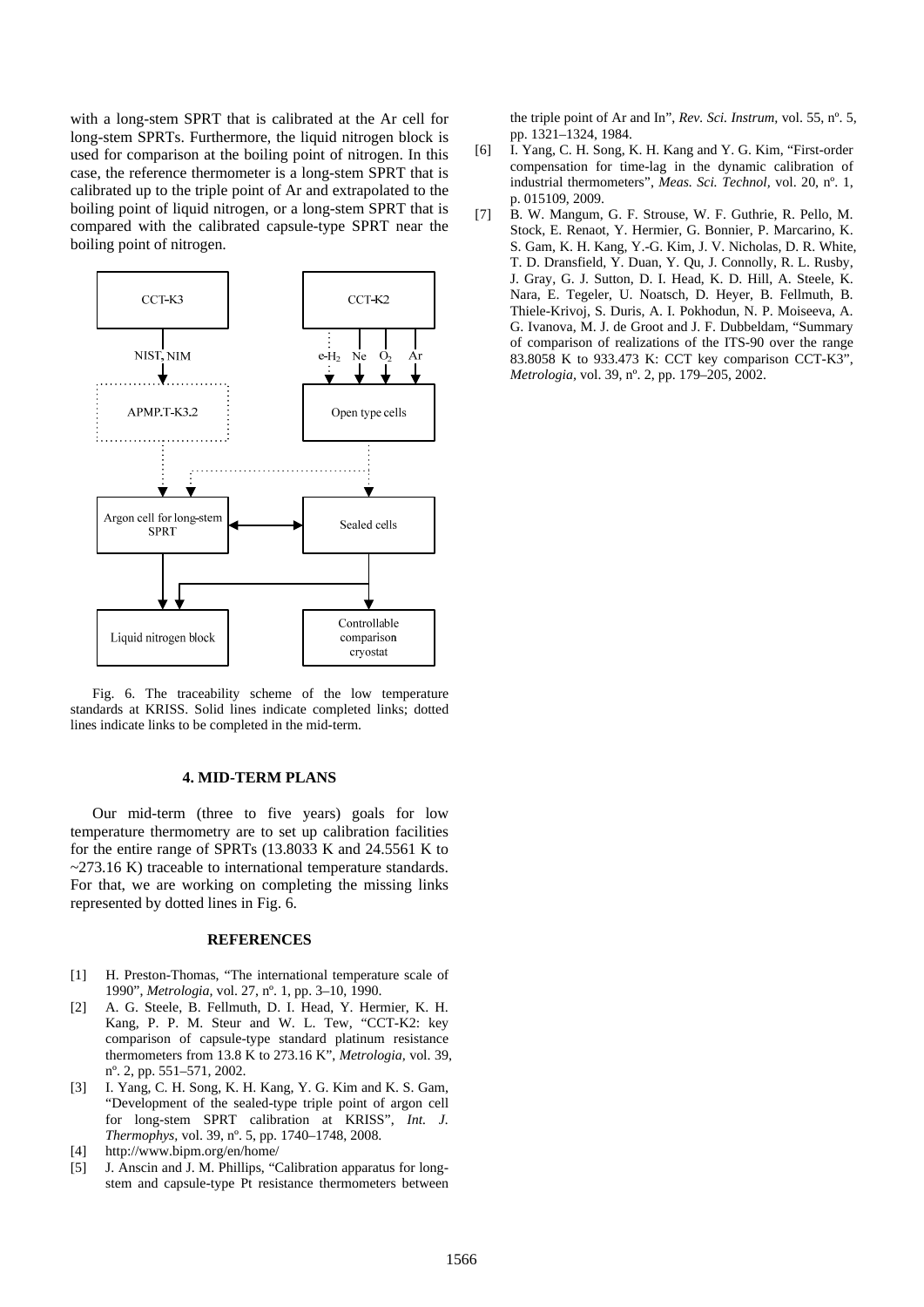with a long-stem SPRT that is calibrated at the Ar cell for long-stem SPRTs. Furthermore, the liquid nitrogen block is used for comparison at the boiling point of nitrogen. In this case, the reference thermometer is a long-stem SPRT that is calibrated up to the triple point of Ar and extrapolated to the boiling point of liquid nitrogen, or a long-stem SPRT that is compared with the calibrated capsule-type SPRT near the boiling point of nitrogen.

CCT-K3

CCT-K2

NIST, NIM

e-$H_2$ Ne $O_2$ Ar

APMP.T-K3.2

Open type cells

Argon cell for long-stem SPRT

Sealed cells

Liquid nitrogen block

Controllable comparison cryostat

Fig. 6. The traceability scheme of the low temperature standards at KRISS. Solid lines indicate completed links; dotted lines indicate links to be completed in the mid-term.

## 4. MID-TERM PLANS

Our mid-term (three to five years) goals for low temperature thermometry are to set up calibration facilities for the entire range of SPRTs (13.8033 K and 24.5561 K to ~273.16 K) traceable to international temperature standards. For that, we are working on completing the missing links represented by dotted lines in Fig. 6.

## REFERENCES

[1] H. Preston-Thomas, "The international temperature scale of 1990", *Metrologia*, vol. 27, nº. 1, pp. 3–10, 1990.

[2] A. G. Steele, B. Fellmuth, D. I. Head, Y. Hermier, K. H. Kang, P. P. M. Steur and W. L. Tew, "CCT-K2: key comparison of capsule-type standard platinum resistance thermometers from 13.8 K to 273.16 K", *Metrologia*, vol. 39, nº. 2, pp. 551–571, 2002.

[3] I. Yang, C. H. Song, K. H. Kang, Y. G. Kim and K. S. Gam, "Development of the sealed-type triple point of argon cell for long-stem SPRT calibration at KRISS", *Int. J. Thermophys*, vol. 39, nº. 5, pp. 1740–1748, 2008.

[4] http://www.bipm.org/en/home/

[5] J. Anscin and J. M. Phillips, "Calibration apparatus for long-stem and capsule-type Pt resistance thermometers between the triple point of Ar and In", *Rev. Sci. Instrum*, vol. 55, nº. 5, pp. 1321–1324, 1984.

[6] I. Yang, C. H. Song, K. H. Kang and Y. G. Kim, "First-order compensation for time-lag in the dynamic calibration of industrial thermometers", *Meas. Sci. Technol*, vol. 20, nº. 1, p. 015109, 2009.

[7] B. W. Mangum, G. F. Strouse, W. F. Guthrie, R. Pello, M. Stock, E. Renaot, Y. Hermier, G. Bonnier, P. Marcarino, K. S. Gam, K. H. Kang, Y.-G. Kim, J. V. Nicholas, D. R. White, T. D. Dransfield, Y. Duan, Y. Qu, J. Connolly, R. L. Rusby, J. Gray, G. J. Sutton, D. I. Head, K. D. Hill, A. Steele, K. Nara, E. Tegeler, U. Noatsch, D. Heyer, B. Fellmuth, B. Thiele-Krivoj, S. Duris, A. I. Pokhodun, N. P. Moiseeva, A. G. Ivanova, M. J. de Groot and J. F. Dubbeldam, "Summary of comparison of realizations of the ITS-90 over the range 83.8058 K to 933.473 K: CCT key comparison CCT-K3", *Metrologia*, vol. 39, nº. 2, pp. 179–205, 2002.